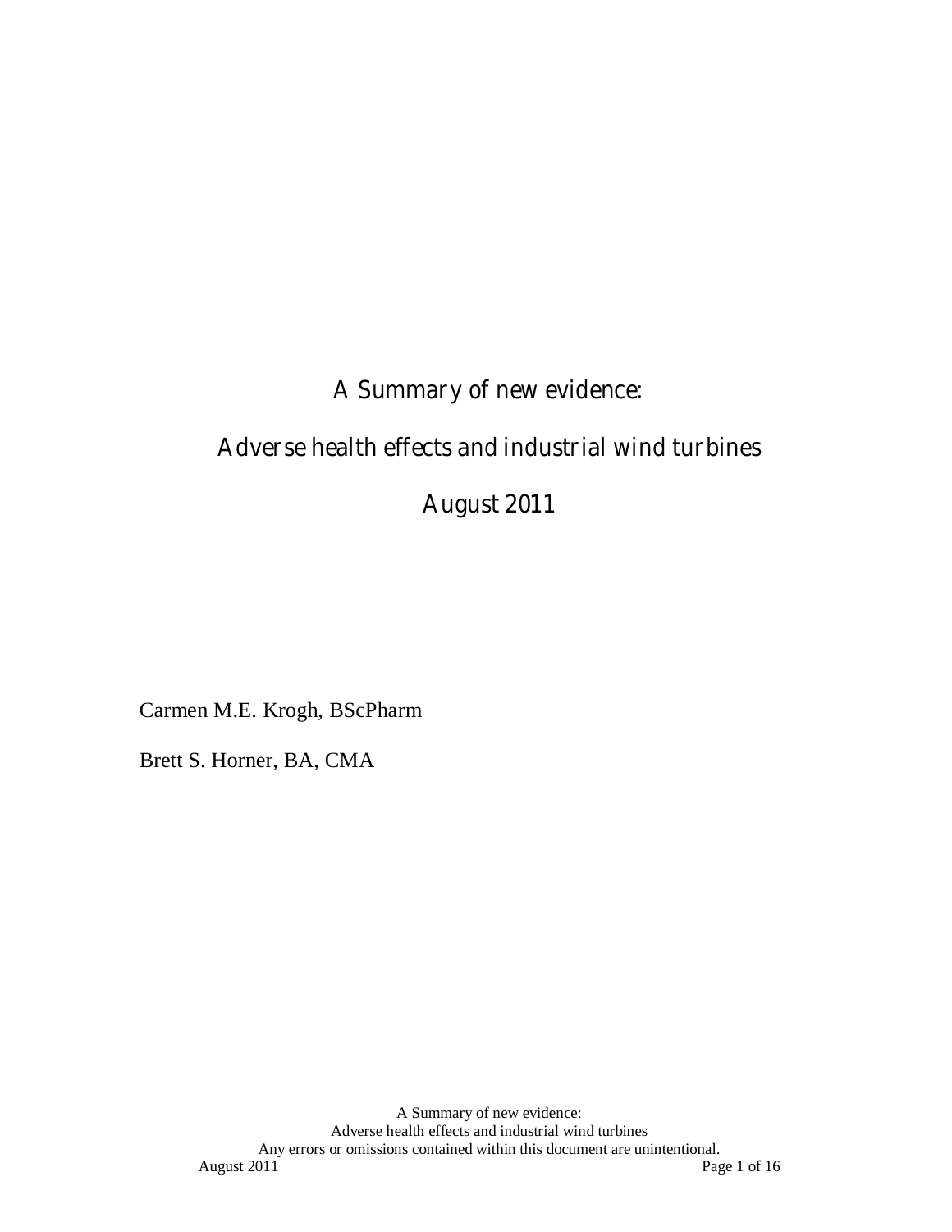# A Summary of new evidence:

# Adverse health effects and industrial wind turbines

# August 2011

Carmen M.E. Krogh, BScPharm

Brett S. Horner, BA, CMA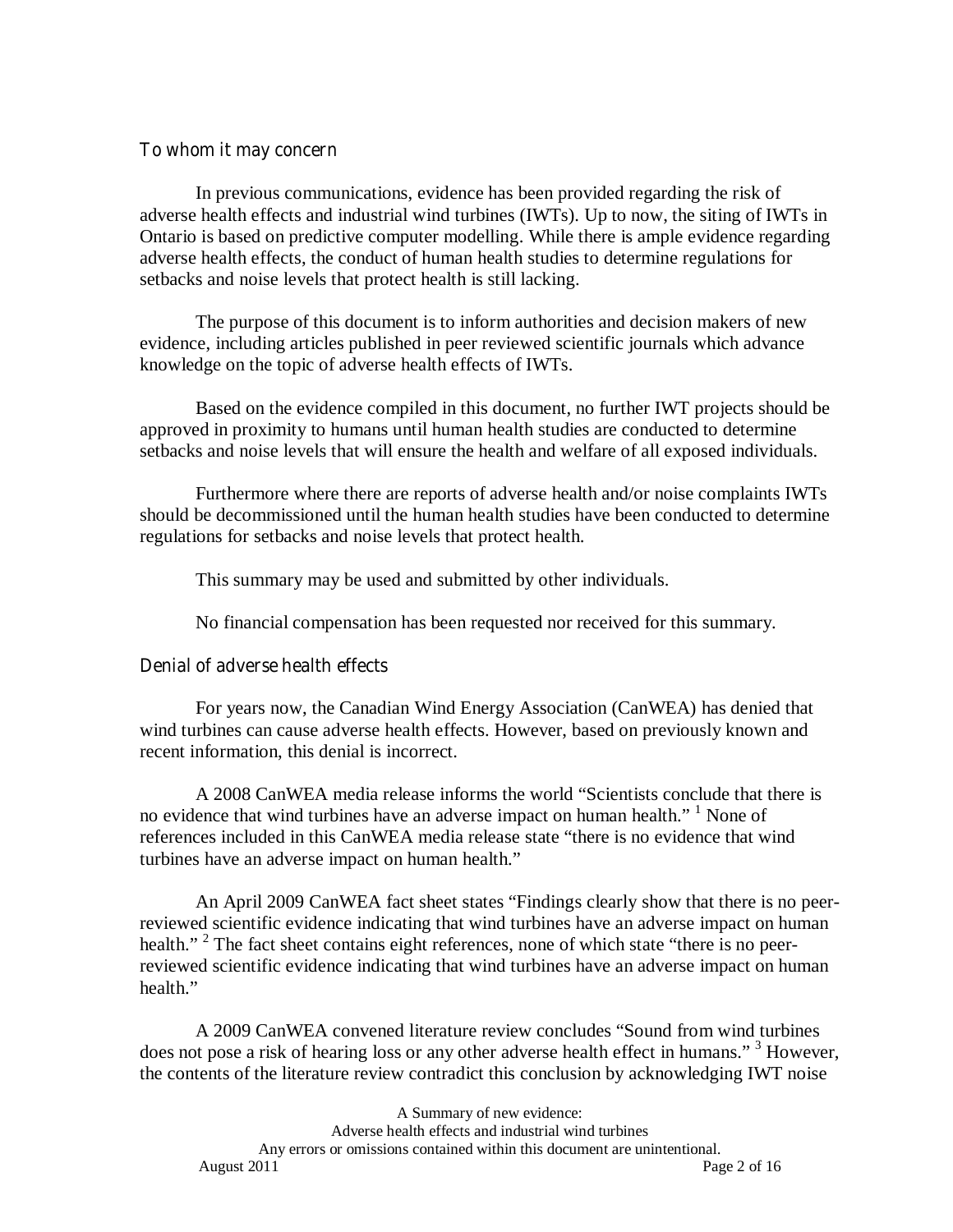## To whom it may concern

In previous communications, evidence has been provided regarding the risk of adverse health effects and industrial wind turbines (IWTs). Up to now, the siting of IWTs in Ontario is based on predictive computer modelling. While there is ample evidence regarding adverse health effects, the conduct of human health studies to determine regulations for setbacks and noise levels that protect health is still lacking.

The purpose of this document is to inform authorities and decision makers of new evidence, including articles published in peer reviewed scientific journals which advance knowledge on the topic of adverse health effects of IWTs.

Based on the evidence compiled in this document, no further IWT projects should be approved in proximity to humans until human health studies are conducted to determine setbacks and noise levels that will ensure the health and welfare of all exposed individuals.

Furthermore where there are reports of adverse health and/or noise complaints IWTs should be decommissioned until the human health studies have been conducted to determine regulations for setbacks and noise levels that protect health.

This summary may be used and submitted by other individuals.

No financial compensation has been requested nor received for this summary.

## Denial of adverse health effects

For years now, the Canadian Wind Energy Association (CanWEA) has denied that wind turbines can cause adverse health effects. However, based on previously known and recent information, this denial is incorrect.

A 2008 CanWEA media release informs the world "Scientists conclude that there is no evidence that wind turbines have an adverse impact on human health." [1] None of references included in this CanWEA media release state "there is no evidence that wind turbines have an adverse impact on human health."

An April 2009 CanWEA fact sheet states "Findings clearly show that there is no peer-reviewed scientific evidence indicating that wind turbines have an adverse impact on human health." [2] The fact sheet contains eight references, none of which state "there is no peer-reviewed scientific evidence indicating that wind turbines have an adverse impact on human health."

A 2009 CanWEA convened literature review concludes "Sound from wind turbines does not pose a risk of hearing loss or any other adverse health effect in humans." [3] However, the contents of the literature review contradict this conclusion by acknowledging IWT noise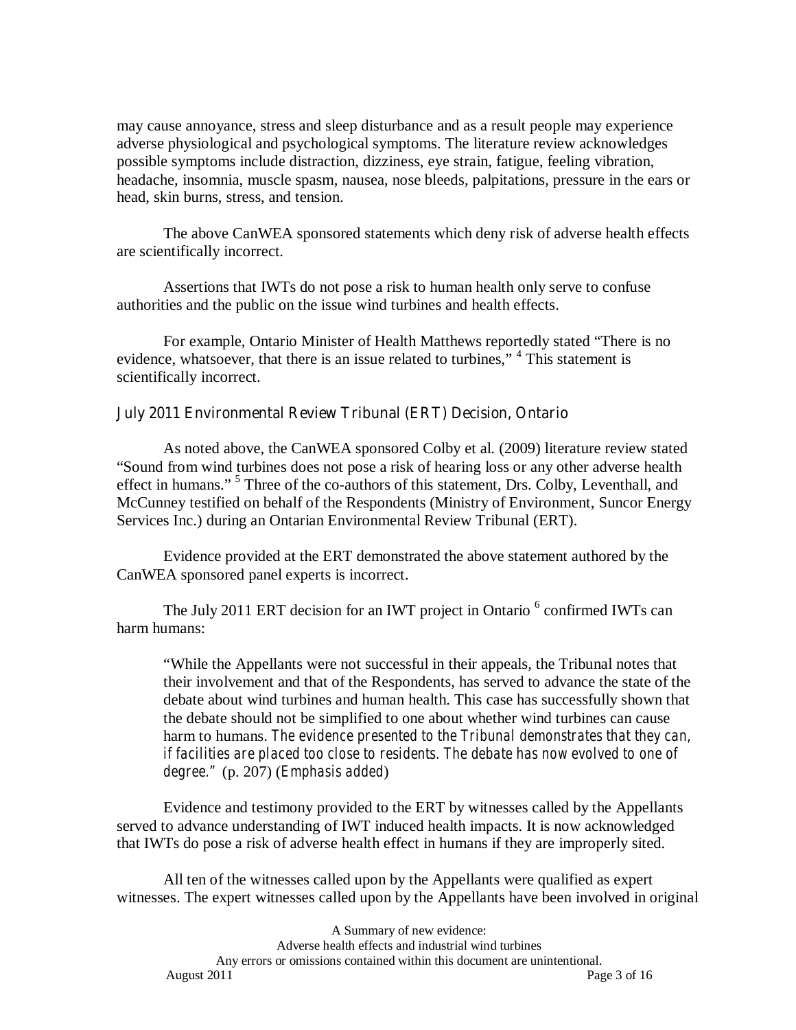may cause annoyance, stress and sleep disturbance and as a result people may experience adverse physiological and psychological symptoms. The literature review acknowledges possible symptoms include distraction, dizziness, eye strain, fatigue, feeling vibration, headache, insomnia, muscle spasm, nausea, nose bleeds, palpitations, pressure in the ears or head, skin burns, stress, and tension.

The above CanWEA sponsored statements which deny risk of adverse health effects are scientifically incorrect.

Assertions that IWTs do not pose a risk to human health only serve to confuse authorities and the public on the issue wind turbines and health effects.

For example, Ontario Minister of Health Matthews reportedly stated "There is no evidence, whatsoever, that there is an issue related to turbines," [4] This statement is scientifically incorrect.

### July 2011 Environmental Review Tribunal (ERT) Decision, Ontario

As noted above, the CanWEA sponsored Colby et al. (2009) literature review stated "Sound from wind turbines does not pose a risk of hearing loss or any other adverse health effect in humans." [5] Three of the co-authors of this statement, Drs. Colby, Leventhall, and McCunney testified on behalf of the Respondents (Ministry of Environment, Suncor Energy Services Inc.) during an Ontarian Environmental Review Tribunal (ERT).

Evidence provided at the ERT demonstrated the above statement authored by the CanWEA sponsored panel experts is incorrect.

The July 2011 ERT decision for an IWT project in Ontario [6] confirmed IWTs can harm humans:

> "While the Appellants were not successful in their appeals, the Tribunal notes that their involvement and that of the Respondents, has served to advance the state of the debate about wind turbines and human health. This case has successfully shown that the debate should not be simplified to one about whether wind turbines can cause harm to humans. *The evidence presented to the Tribunal demonstrates that they can, if facilities are placed too close to residents. The debate has now evolved to one of degree."* (p. 207) (*Emphasis added*)

Evidence and testimony provided to the ERT by witnesses called by the Appellants served to advance understanding of IWT induced health impacts. It is now acknowledged that IWTs do pose a risk of adverse health effect in humans if they are improperly sited.

All ten of the witnesses called upon by the Appellants were qualified as expert witnesses. The expert witnesses called upon by the Appellants have been involved in original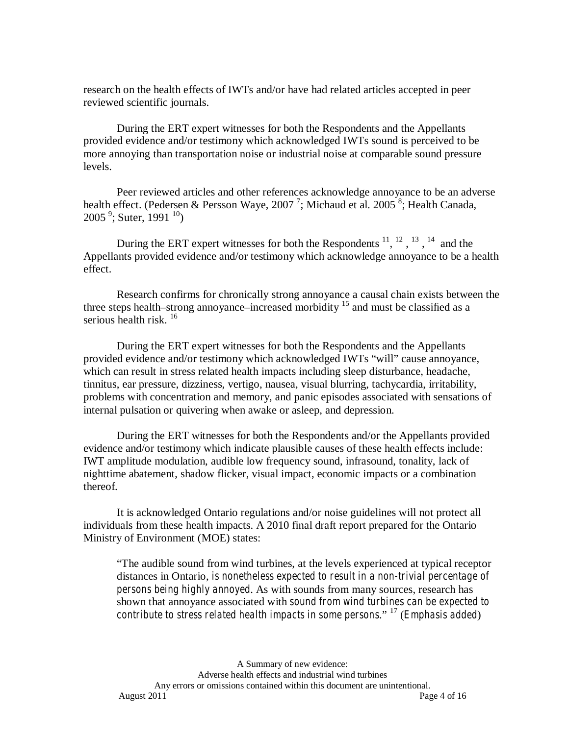research on the health effects of IWTs and/or have had related articles accepted in peer reviewed scientific journals.

During the ERT expert witnesses for both the Respondents and the Appellants provided evidence and/or testimony which acknowledged IWTs sound is perceived to be more annoying than transportation noise or industrial noise at comparable sound pressure levels.

Peer reviewed articles and other references acknowledge annoyance to be an adverse health effect. (Pedersen & Persson Waye, 2007 [7]; Michaud et al. 2005 [8]; Health Canada, 2005 [9]; Suter, 1991 [10])

During the ERT expert witnesses for both the Respondents [11], [12], [13], [14] and the Appellants provided evidence and/or testimony which acknowledge annoyance to be a health effect.

Research confirms for chronically strong annoyance a causal chain exists between the three steps health–strong annoyance–increased morbidity [15] and must be classified as a serious health risk. [16]

During the ERT expert witnesses for both the Respondents and the Appellants provided evidence and/or testimony which acknowledged IWTs "will" cause annoyance, which can result in stress related health impacts including sleep disturbance, headache, tinnitus, ear pressure, dizziness, vertigo, nausea, visual blurring, tachycardia, irritability, problems with concentration and memory, and panic episodes associated with sensations of internal pulsation or quivering when awake or asleep, and depression.

During the ERT witnesses for both the Respondents and/or the Appellants provided evidence and/or testimony which indicate plausible causes of these health effects include: IWT amplitude modulation, audible low frequency sound, infrasound, tonality, lack of nighttime abatement, shadow flicker, visual impact, economic impacts or a combination thereof.

It is acknowledged Ontario regulations and/or noise guidelines will not protect all individuals from these health impacts. A 2010 final draft report prepared for the Ontario Ministry of Environment (MOE) states:

> "The audible sound from wind turbines, at the levels experienced at typical receptor distances in Ontario, *is nonetheless expected to result in a non-trivial percentage of persons being highly annoyed*. As with sounds from many sources, research has shown that annoyance associated with *sound from wind turbines can be expected to contribute to stress related health impacts in some persons*." [17] *(Emphasis added)*

A Summary of new evidence:
Adverse health effects and industrial wind turbines
Any errors or omissions contained within this document are unintentional.
August 2011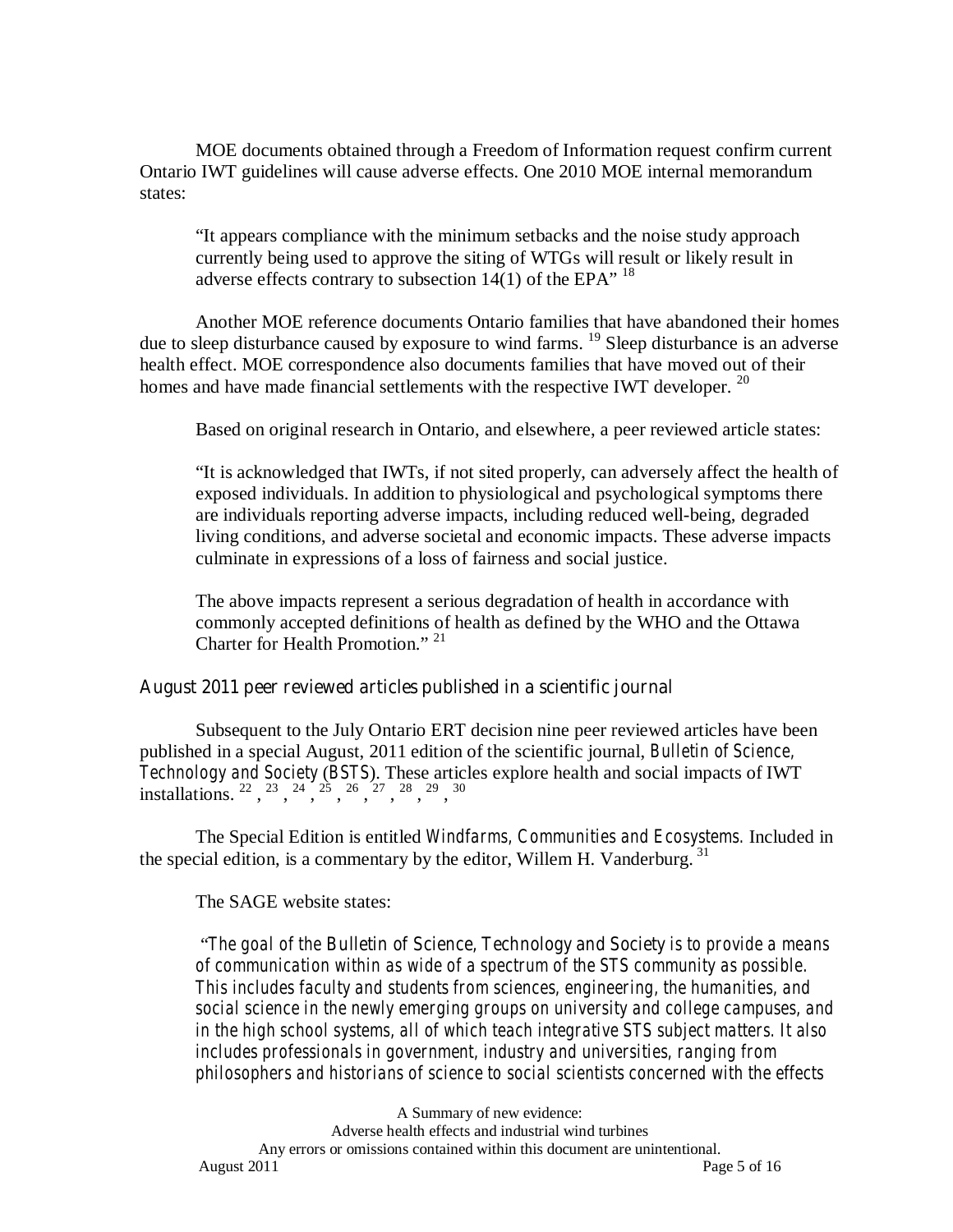MOE documents obtained through a Freedom of Information request confirm current Ontario IWT guidelines will cause adverse effects. One 2010 MOE internal memorandum states:

> "It appears compliance with the minimum setbacks and the noise study approach currently being used to approve the siting of WTGs will result or likely result in adverse effects contrary to subsection 14(1) of the EPA" [18]

Another MOE reference documents Ontario families that have abandoned their homes due to sleep disturbance caused by exposure to wind farms. [19] Sleep disturbance is an adverse health effect. MOE correspondence also documents families that have moved out of their homes and have made financial settlements with the respective IWT developer. [20]

Based on original research in Ontario, and elsewhere, a peer reviewed article states:

> "It is acknowledged that IWTs, if not sited properly, can adversely affect the health of exposed individuals. In addition to physiological and psychological symptoms there are individuals reporting adverse impacts, including reduced well-being, degraded living conditions, and adverse societal and economic impacts. These adverse impacts culminate in expressions of a loss of fairness and social justice.
>
> The above impacts represent a serious degradation of health in accordance with commonly accepted definitions of health as defined by the WHO and the Ottawa Charter for Health Promotion." [21]

## August 2011 peer reviewed articles published in a scientific journal

Subsequent to the July Ontario ERT decision nine peer reviewed articles have been published in a special August, 2011 edition of the scientific journal, *Bulletin of Science, Technology and Society* (*BSTS*). These articles explore health and social impacts of IWT installations. [22], [23], [24], [25], [26], [27], [28], [29], [30]

The Special Edition is entitled *Windfarms, Communities and Ecosystems*. Included in the special edition, is a commentary by the editor, Willem H. Vanderburg. [31]

The SAGE website states:

> *"The goal of the Bulletin of Science, Technology and Society is to provide a means of communication within as wide of a spectrum of the STS community as possible. This includes faculty and students from sciences, engineering, the humanities, and social science in the newly emerging groups on university and college campuses, and in the high school systems, all of which teach integrative STS subject matters. It also includes professionals in government, industry and universities, ranging from philosophers and historians of science to social scientists concerned with the effects*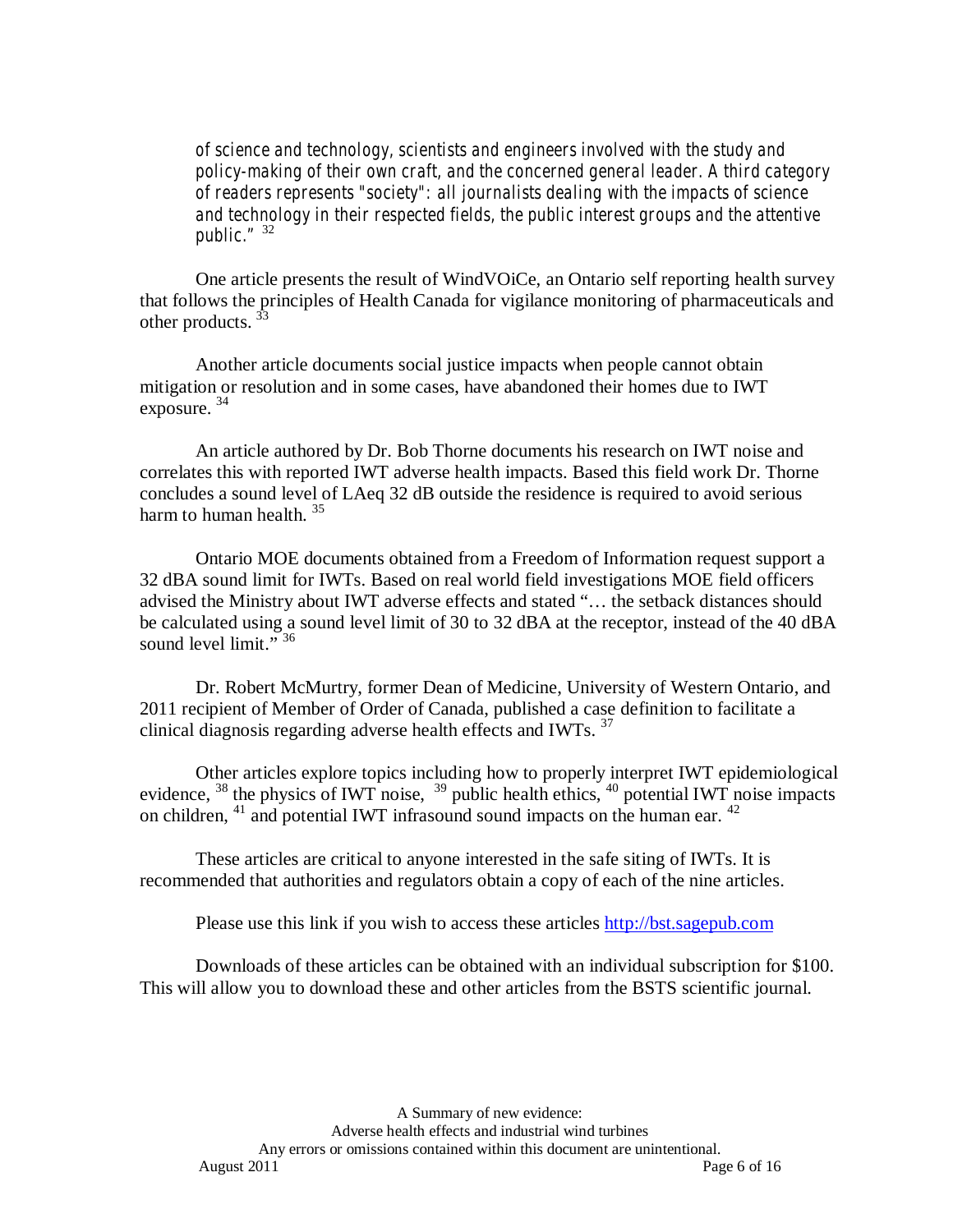*of science and technology, scientists and engineers involved with the study and policy-making of their own craft, and the concerned general leader. A third category of readers represents "society": all journalists dealing with the impacts of science and technology in their respected fields, the public interest groups and the attentive public."* [32]

One article presents the result of WindVOiCe, an Ontario self reporting health survey that follows the principles of Health Canada for vigilance monitoring of pharmaceuticals and other products. [33]

Another article documents social justice impacts when people cannot obtain mitigation or resolution and in some cases, have abandoned their homes due to IWT exposure. [34]

An article authored by Dr. Bob Thorne documents his research on IWT noise and correlates this with reported IWT adverse health impacts. Based this field work Dr. Thorne concludes a sound level of LAeq 32 dB outside the residence is required to avoid serious harm to human health. [35]

Ontario MOE documents obtained from a Freedom of Information request support a 32 dBA sound limit for IWTs. Based on real world field investigations MOE field officers advised the Ministry about IWT adverse effects and stated "… the setback distances should be calculated using a sound level limit of 30 to 32 dBA at the receptor, instead of the 40 dBA sound level limit." [36]

Dr. Robert McMurtry, former Dean of Medicine, University of Western Ontario, and 2011 recipient of Member of Order of Canada, published a case definition to facilitate a clinical diagnosis regarding adverse health effects and IWTs. [37]

Other articles explore topics including how to properly interpret IWT epidemiological evidence, [38] the physics of IWT noise, [39] public health ethics, [40] potential IWT noise impacts on children, [41] and potential IWT infrasound sound impacts on the human ear. [42]

These articles are critical to anyone interested in the safe siting of IWTs. It is recommended that authorities and regulators obtain a copy of each of the nine articles.

Please use this link if you wish to access these articles http://bst.sagepub.com

Downloads of these articles can be obtained with an individual subscription for $100. This will allow you to download these and other articles from the BSTS scientific journal.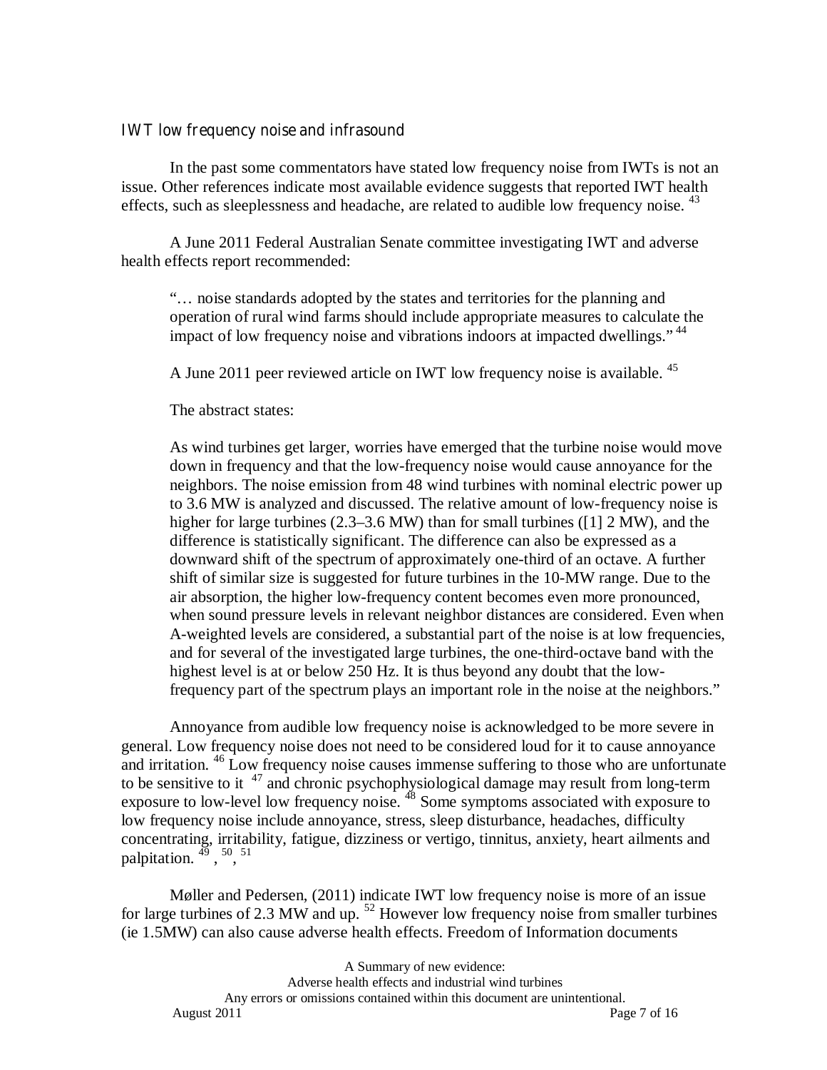## IWT low frequency noise and infrasound

In the past some commentators have stated low frequency noise from IWTs is not an issue. Other references indicate most available evidence suggests that reported IWT health effects, such as sleeplessness and headache, are related to audible low frequency noise. [43]

A June 2011 Federal Australian Senate committee investigating IWT and adverse health effects report recommended:

> "… noise standards adopted by the states and territories for the planning and operation of rural wind farms should include appropriate measures to calculate the impact of low frequency noise and vibrations indoors at impacted dwellings." [44]

A June 2011 peer reviewed article on IWT low frequency noise is available. [45]

The abstract states:

> As wind turbines get larger, worries have emerged that the turbine noise would move down in frequency and that the low-frequency noise would cause annoyance for the neighbors. The noise emission from 48 wind turbines with nominal electric power up to 3.6 MW is analyzed and discussed. The relative amount of low-frequency noise is higher for large turbines (2.3–3.6 MW) than for small turbines ([1] 2 MW), and the difference is statistically significant. The difference can also be expressed as a downward shift of the spectrum of approximately one-third of an octave. A further shift of similar size is suggested for future turbines in the 10-MW range. Due to the air absorption, the higher low-frequency content becomes even more pronounced, when sound pressure levels in relevant neighbor distances are considered. Even when A-weighted levels are considered, a substantial part of the noise is at low frequencies, and for several of the investigated large turbines, the one-third-octave band with the highest level is at or below 250 Hz. It is thus beyond any doubt that the low-frequency part of the spectrum plays an important role in the noise at the neighbors."

Annoyance from audible low frequency noise is acknowledged to be more severe in general. Low frequency noise does not need to be considered loud for it to cause annoyance and irritation. [46] Low frequency noise causes immense suffering to those who are unfortunate to be sensitive to it [47] and chronic psychophysiological damage may result from long-term exposure to low-level low frequency noise. [48] Some symptoms associated with exposure to low frequency noise include annoyance, stress, sleep disturbance, headaches, difficulty concentrating, irritability, fatigue, dizziness or vertigo, tinnitus, anxiety, heart ailments and palpitation. [49], [50], [51]

Møller and Pedersen, (2011) indicate IWT low frequency noise is more of an issue for large turbines of 2.3 MW and up. [52] However low frequency noise from smaller turbines (ie 1.5MW) can also cause adverse health effects. Freedom of Information documents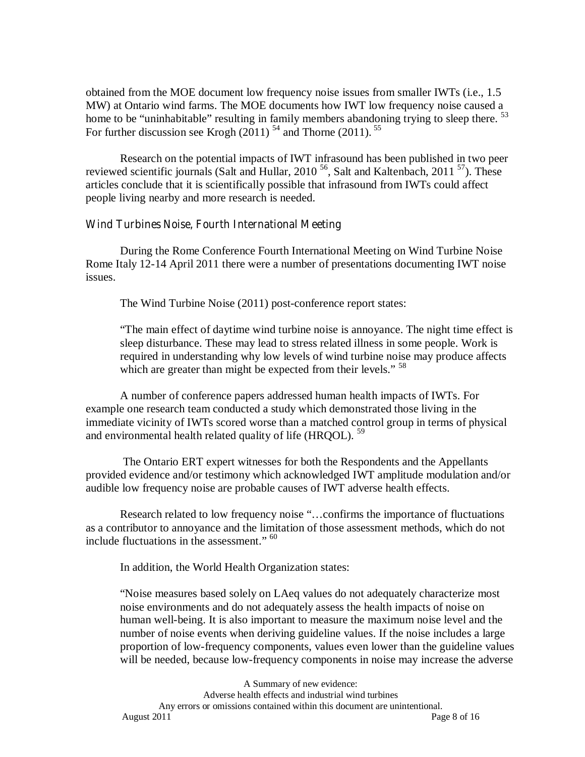obtained from the MOE document low frequency noise issues from smaller IWTs (i.e., 1.5 MW) at Ontario wind farms. The MOE documents how IWT low frequency noise caused a home to be "uninhabitable" resulting in family members abandoning trying to sleep there. [53] For further discussion see Krogh (2011) [54] and Thorne (2011). [55]

Research on the potential impacts of IWT infrasound has been published in two peer reviewed scientific journals (Salt and Hullar, 2010 [56], Salt and Kaltenbach, 2011 [57]). These articles conclude that it is scientifically possible that infrasound from IWTs could affect people living nearby and more research is needed.

### Wind Turbines Noise, Fourth International Meeting

During the Rome Conference Fourth International Meeting on Wind Turbine Noise Rome Italy 12-14 April 2011 there were a number of presentations documenting IWT noise issues.

The Wind Turbine Noise (2011) post-conference report states:

> "The main effect of daytime wind turbine noise is annoyance. The night time effect is sleep disturbance. These may lead to stress related illness in some people. Work is required in understanding why low levels of wind turbine noise may produce affects which are greater than might be expected from their levels." [58]

A number of conference papers addressed human health impacts of IWTs. For example one research team conducted a study which demonstrated those living in the immediate vicinity of IWTs scored worse than a matched control group in terms of physical and environmental health related quality of life (HRQOL). [59]

The Ontario ERT expert witnesses for both the Respondents and the Appellants provided evidence and/or testimony which acknowledged IWT amplitude modulation and/or audible low frequency noise are probable causes of IWT adverse health effects.

Research related to low frequency noise "…confirms the importance of fluctuations as a contributor to annoyance and the limitation of those assessment methods, which do not include fluctuations in the assessment." [60]

In addition, the World Health Organization states:

> "Noise measures based solely on LAeq values do not adequately characterize most noise environments and do not adequately assess the health impacts of noise on human well-being. It is also important to measure the maximum noise level and the number of noise events when deriving guideline values. If the noise includes a large proportion of low-frequency components, values even lower than the guideline values will be needed, because low-frequency components in noise may increase the adverse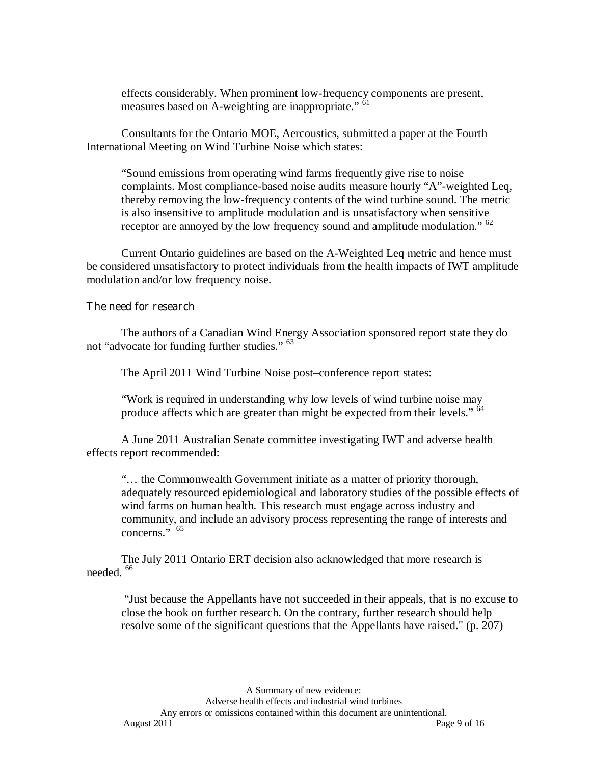effects considerably. When prominent low-frequency components are present, measures based on A-weighting are inappropriate." [61]

Consultants for the Ontario MOE, Aercoustics, submitted a paper at the Fourth International Meeting on Wind Turbine Noise which states:

> "Sound emissions from operating wind farms frequently give rise to noise complaints. Most compliance-based noise audits measure hourly "A"-weighted Leq, thereby removing the low-frequency contents of the wind turbine sound. The metric is also insensitive to amplitude modulation and is unsatisfactory when sensitive receptor are annoyed by the low frequency sound and amplitude modulation." [62]

Current Ontario guidelines are based on the A-Weighted Leq metric and hence must be considered unsatisfactory to protect individuals from the health impacts of IWT amplitude modulation and/or low frequency noise.

### The need for research

The authors of a Canadian Wind Energy Association sponsored report state they do not "advocate for funding further studies." [63]

The April 2011 Wind Turbine Noise post–conference report states:

> "Work is required in understanding why low levels of wind turbine noise may produce affects which are greater than might be expected from their levels." [64]

A June 2011 Australian Senate committee investigating IWT and adverse health effects report recommended:

> "… the Commonwealth Government initiate as a matter of priority thorough, adequately resourced epidemiological and laboratory studies of the possible effects of wind farms on human health. This research must engage across industry and community, and include an advisory process representing the range of interests and concerns." [65]

The July 2011 Ontario ERT decision also acknowledged that more research is needed. [66]

> "Just because the Appellants have not succeeded in their appeals, that is no excuse to close the book on further research. On the contrary, further research should help resolve some of the significant questions that the Appellants have raised." (p. 207)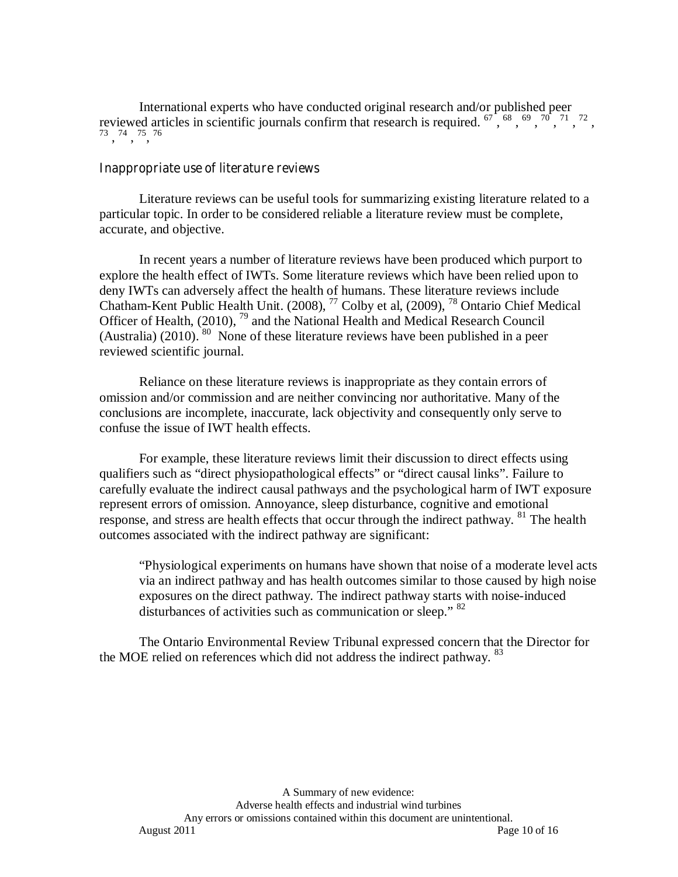International experts who have conducted original research and/or published peer reviewed articles in scientific journals confirm that research is required. [67], [68], [69], [70], [71], [72], [73], [74], [75], [76]

## Inappropriate use of literature reviews

Literature reviews can be useful tools for summarizing existing literature related to a particular topic. In order to be considered reliable a literature review must be complete, accurate, and objective.

In recent years a number of literature reviews have been produced which purport to explore the health effect of IWTs. Some literature reviews which have been relied upon to deny IWTs can adversely affect the health of humans. These literature reviews include Chatham-Kent Public Health Unit. (2008), [77] Colby et al, (2009), [78] Ontario Chief Medical Officer of Health, (2010), [79] and the National Health and Medical Research Council (Australia) (2010). [80] None of these literature reviews have been published in a peer reviewed scientific journal.

Reliance on these literature reviews is inappropriate as they contain errors of omission and/or commission and are neither convincing nor authoritative. Many of the conclusions are incomplete, inaccurate, lack objectivity and consequently only serve to confuse the issue of IWT health effects.

For example, these literature reviews limit their discussion to direct effects using qualifiers such as "direct physiopathological effects" or "direct causal links". Failure to carefully evaluate the indirect causal pathways and the psychological harm of IWT exposure represent errors of omission. Annoyance, sleep disturbance, cognitive and emotional response, and stress are health effects that occur through the indirect pathway. [81] The health outcomes associated with the indirect pathway are significant:

> "Physiological experiments on humans have shown that noise of a moderate level acts via an indirect pathway and has health outcomes similar to those caused by high noise exposures on the direct pathway. The indirect pathway starts with noise-induced disturbances of activities such as communication or sleep." [82]

The Ontario Environmental Review Tribunal expressed concern that the Director for the MOE relied on references which did not address the indirect pathway. [83]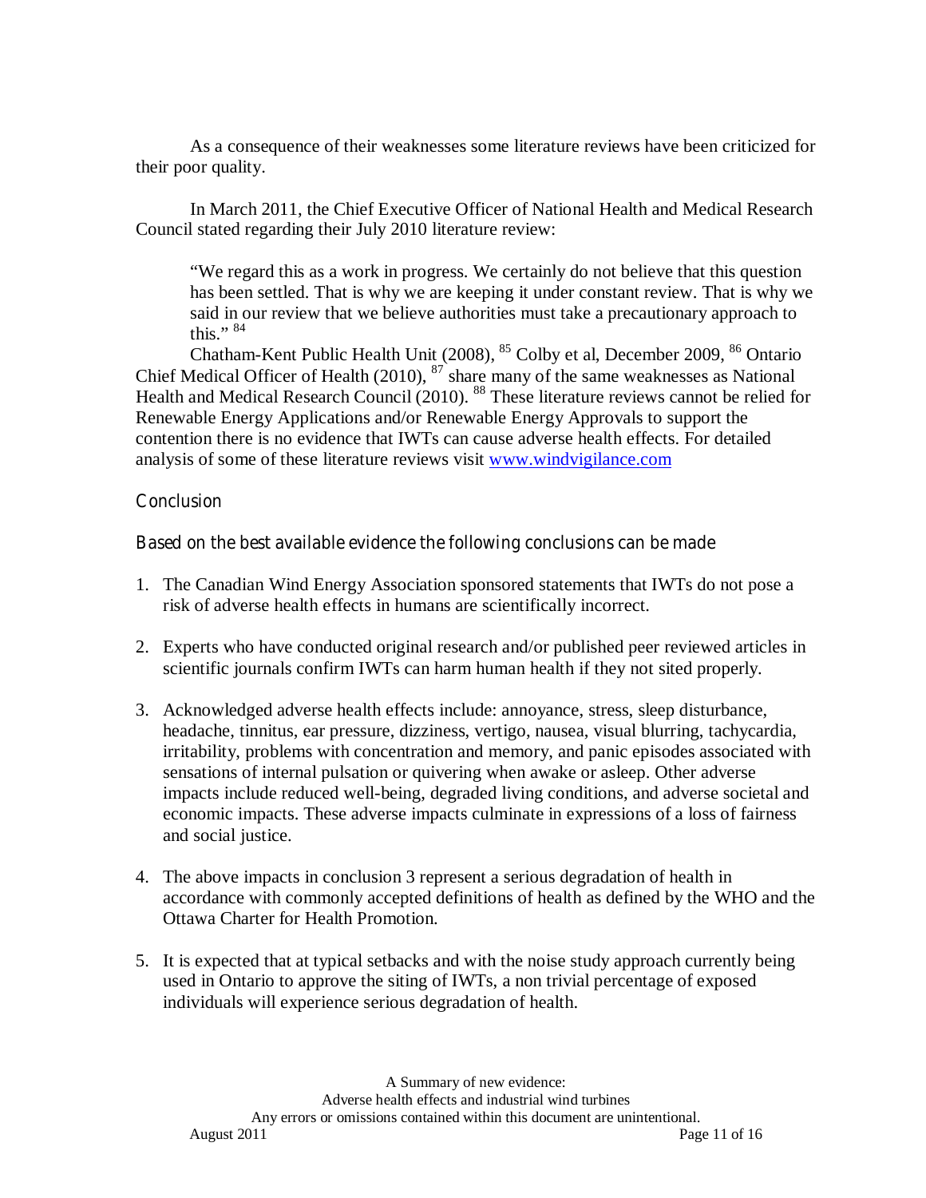As a consequence of their weaknesses some literature reviews have been criticized for their poor quality.

In March 2011, the Chief Executive Officer of National Health and Medical Research Council stated regarding their July 2010 literature review:

> "We regard this as a work in progress. We certainly do not believe that this question has been settled. That is why we are keeping it under constant review. That is why we said in our review that we believe authorities must take a precautionary approach to this." [84]

Chatham-Kent Public Health Unit (2008), [85] Colby et al, December 2009, [86] Ontario Chief Medical Officer of Health (2010), [87] share many of the same weaknesses as National Health and Medical Research Council (2010). [88] These literature reviews cannot be relied for Renewable Energy Applications and/or Renewable Energy Approvals to support the contention there is no evidence that IWTs can cause adverse health effects. For detailed analysis of some of these literature reviews visit www.windvigilance.com

## Conclusion

### Based on the best available evidence the following conclusions can be made

1. The Canadian Wind Energy Association sponsored statements that IWTs do not pose a risk of adverse health effects in humans are scientifically incorrect.

2. Experts who have conducted original research and/or published peer reviewed articles in scientific journals confirm IWTs can harm human health if they not sited properly.

3. Acknowledged adverse health effects include: annoyance, stress, sleep disturbance, headache, tinnitus, ear pressure, dizziness, vertigo, nausea, visual blurring, tachycardia, irritability, problems with concentration and memory, and panic episodes associated with sensations of internal pulsation or quivering when awake or asleep. Other adverse impacts include reduced well-being, degraded living conditions, and adverse societal and economic impacts. These adverse impacts culminate in expressions of a loss of fairness and social justice.

4. The above impacts in conclusion 3 represent a serious degradation of health in accordance with commonly accepted definitions of health as defined by the WHO and the Ottawa Charter for Health Promotion.

5. It is expected that at typical setbacks and with the noise study approach currently being used in Ontario to approve the siting of IWTs, a non trivial percentage of exposed individuals will experience serious degradation of health.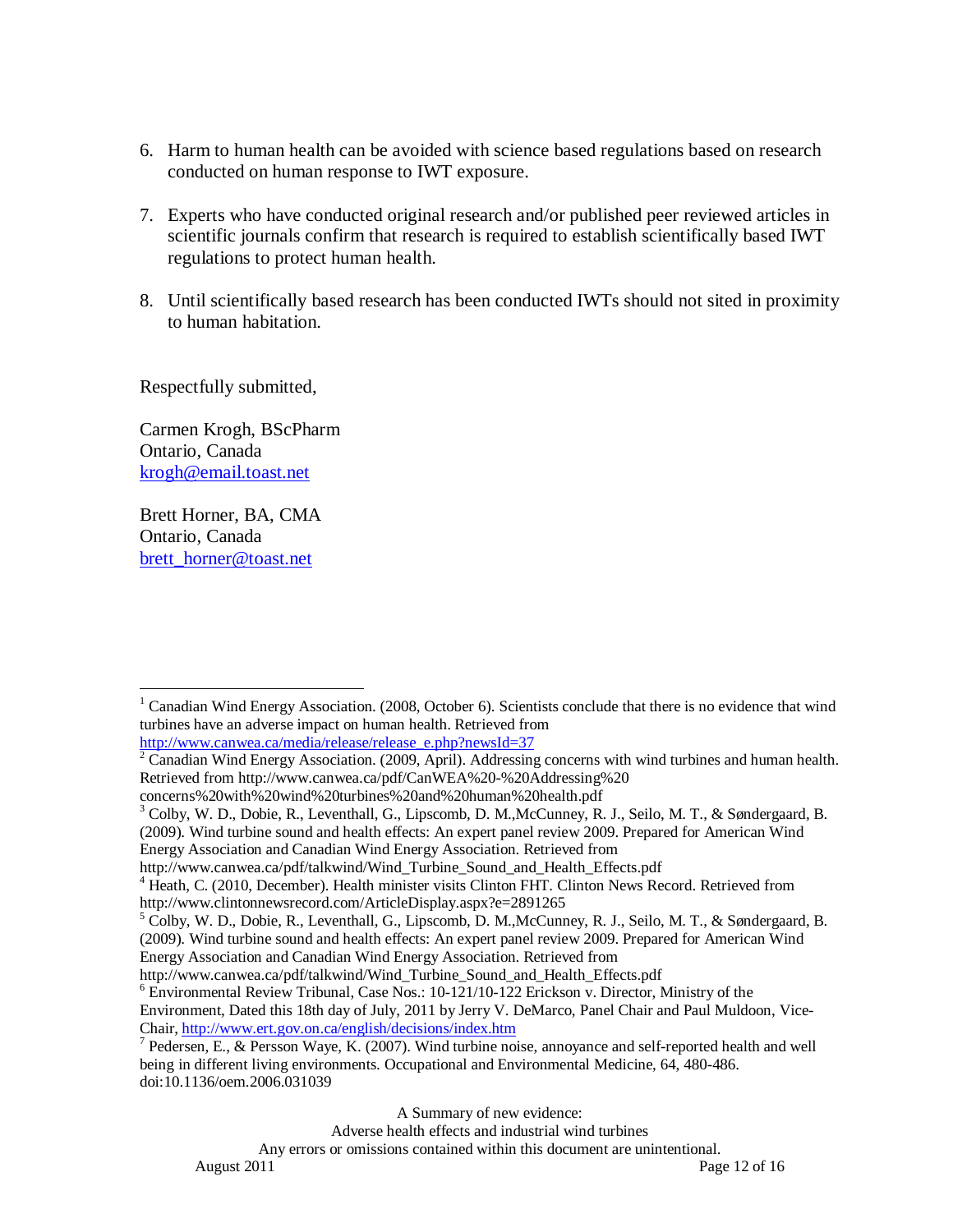6. Harm to human health can be avoided with science based regulations based on research conducted on human response to IWT exposure.

7. Experts who have conducted original research and/or published peer reviewed articles in scientific journals confirm that research is required to establish scientifically based IWT regulations to protect human health.

8. Until scientifically based research has been conducted IWTs should not sited in proximity to human habitation.

Respectfully submitted,

Carmen Krogh, BScPharm
Ontario, Canada
krogh@email.toast.net

Brett Horner, BA, CMA
Ontario, Canada
brett_horner@toast.net

---

[1] Canadian Wind Energy Association. (2008, October 6). Scientists conclude that there is no evidence that wind turbines have an adverse impact on human health. Retrieved from http://www.canwea.ca/media/release/release_e.php?newsId=37

[2] Canadian Wind Energy Association. (2009, April). Addressing concerns with wind turbines and human health. Retrieved from http://www.canwea.ca/pdf/CanWEA%20-%20Addressing%20 concerns%20with%20wind%20turbines%20and%20human%20health.pdf

[3] Colby, W. D., Dobie, R., Leventhall, G., Lipscomb, D. M.,McCunney, R. J., Seilo, M. T., & Søndergaard, B. (2009). Wind turbine sound and health effects: An expert panel review 2009. Prepared for American Wind Energy Association and Canadian Wind Energy Association. Retrieved from http://www.canwea.ca/pdf/talkwind/Wind_Turbine_Sound_and_Health_Effects.pdf

[4] Heath, C. (2010, December). Health minister visits Clinton FHT. Clinton News Record. Retrieved from http://www.clintonnewsrecord.com/ArticleDisplay.aspx?e=2891265

[5] Colby, W. D., Dobie, R., Leventhall, G., Lipscomb, D. M.,McCunney, R. J., Seilo, M. T., & Søndergaard, B. (2009). Wind turbine sound and health effects: An expert panel review 2009. Prepared for American Wind Energy Association and Canadian Wind Energy Association. Retrieved from http://www.canwea.ca/pdf/talkwind/Wind_Turbine_Sound_and_Health_Effects.pdf

[6] Environmental Review Tribunal, Case Nos.: 10-121/10-122 Erickson v. Director, Ministry of the Environment, Dated this 18th day of July, 2011 by Jerry V. DeMarco, Panel Chair and Paul Muldoon, Vice-Chair, http://www.ert.gov.on.ca/english/decisions/index.htm

[7] Pedersen, E., & Persson Waye, K. (2007). Wind turbine noise, annoyance and self-reported health and well being in different living environments. Occupational and Environmental Medicine, 64, 480-486. doi:10.1136/oem.2006.031039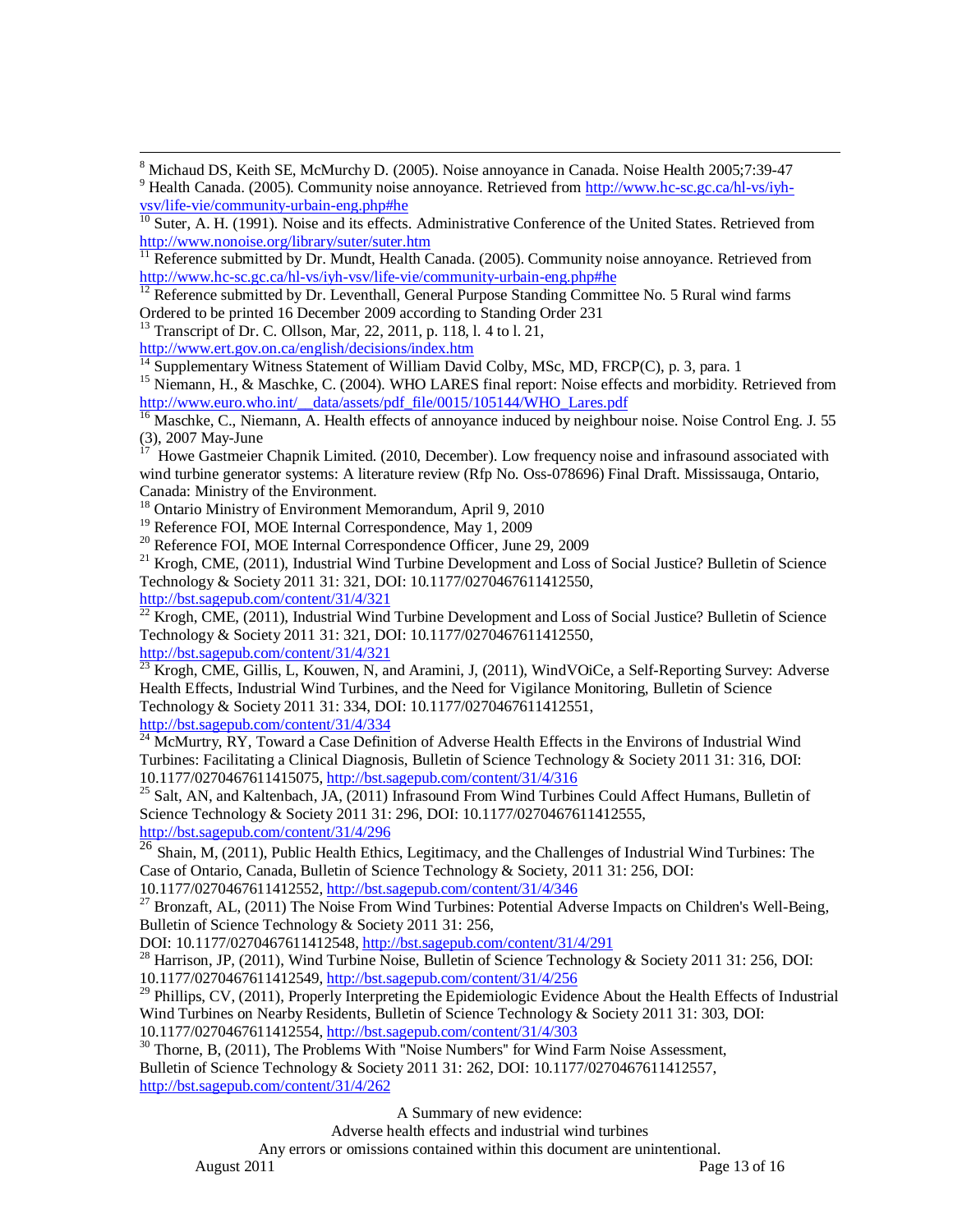[8] Michaud DS, Keith SE, McMurchy D. (2005). Noise annoyance in Canada. Noise Health 2005;7:39-47

[9] Health Canada. (2005). Community noise annoyance. Retrieved from http://www.hc-sc.gc.ca/hl-vs/iyh-vsv/life-vie/community-urbain-eng.php#he

[10] Suter, A. H. (1991). Noise and its effects. Administrative Conference of the United States. Retrieved from http://www.nonoise.org/library/suter/suter.htm

[11] Reference submitted by Dr. Mundt, Health Canada. (2005). Community noise annoyance. Retrieved from http://www.hc-sc.gc.ca/hl-vs/iyh-vsv/life-vie/community-urbain-eng.php#he

[12] Reference submitted by Dr. Leventhall, General Purpose Standing Committee No. 5 Rural wind farms Ordered to be printed 16 December 2009 according to Standing Order 231

[13] Transcript of Dr. C. Ollson, Mar, 22, 2011, p. 118, l. 4 to l. 21, http://www.ert.gov.on.ca/english/decisions/index.htm

[14] Supplementary Witness Statement of William David Colby, MSc, MD, FRCP(C), p. 3, para. 1

[15] Niemann, H., & Maschke, C. (2004). WHO LARES final report: Noise effects and morbidity. Retrieved from http://www.euro.who.int/__data/assets/pdf_file/0015/105144/WHO_Lares.pdf

[16] Maschke, C., Niemann, A. Health effects of annoyance induced by neighbour noise. Noise Control Eng. J. 55 (3), 2007 May-June

[17] Howe Gastmeier Chapnik Limited. (2010, December). Low frequency noise and infrasound associated with wind turbine generator systems: A literature review (Rfp No. Oss-078696) Final Draft. Mississauga, Ontario, Canada: Ministry of the Environment.

[18] Ontario Ministry of Environment Memorandum, April 9, 2010

[19] Reference FOI, MOE Internal Correspondence, May 1, 2009

[20] Reference FOI, MOE Internal Correspondence Officer, June 29, 2009

[21] Krogh, CME, (2011), Industrial Wind Turbine Development and Loss of Social Justice? Bulletin of Science Technology & Society 2011 31: 321, DOI: 10.1177/0270467611412550, http://bst.sagepub.com/content/31/4/321

[22] Krogh, CME, (2011), Industrial Wind Turbine Development and Loss of Social Justice? Bulletin of Science Technology & Society 2011 31: 321, DOI: 10.1177/0270467611412550, http://bst.sagepub.com/content/31/4/321

[23] Krogh, CME, Gillis, L, Kouwen, N, and Aramini, J, (2011), WindVOiCe, a Self-Reporting Survey: Adverse Health Effects, Industrial Wind Turbines, and the Need for Vigilance Monitoring, Bulletin of Science Technology & Society 2011 31: 334, DOI: 10.1177/0270467611412551, http://bst.sagepub.com/content/31/4/334

[24] McMurtry, RY, Toward a Case Definition of Adverse Health Effects in the Environs of Industrial Wind Turbines: Facilitating a Clinical Diagnosis, Bulletin of Science Technology & Society 2011 31: 316, DOI: 10.1177/0270467611415075, http://bst.sagepub.com/content/31/4/316

[25] Salt, AN, and Kaltenbach, JA, (2011) Infrasound From Wind Turbines Could Affect Humans, Bulletin of Science Technology & Society 2011 31: 296, DOI: 10.1177/0270467611412555, http://bst.sagepub.com/content/31/4/296

[26] Shain, M, (2011), Public Health Ethics, Legitimacy, and the Challenges of Industrial Wind Turbines: The Case of Ontario, Canada, Bulletin of Science Technology & Society, 2011 31: 256, DOI: 10.1177/0270467611412552, http://bst.sagepub.com/content/31/4/346

[27] Bronzaft, AL, (2011) The Noise From Wind Turbines: Potential Adverse Impacts on Children's Well-Being, Bulletin of Science Technology & Society 2011 31: 256, DOI: 10.1177/0270467611412548, http://bst.sagepub.com/content/31/4/291

[28] Harrison, JP, (2011), Wind Turbine Noise, Bulletin of Science Technology & Society 2011 31: 256, DOI: 10.1177/0270467611412549, http://bst.sagepub.com/content/31/4/256

[29] Phillips, CV, (2011), Properly Interpreting the Epidemiologic Evidence About the Health Effects of Industrial Wind Turbines on Nearby Residents, Bulletin of Science Technology & Society 2011 31: 303, DOI: 10.1177/0270467611412554, http://bst.sagepub.com/content/31/4/303

[30] Thorne, B, (2011), The Problems With "Noise Numbers" for Wind Farm Noise Assessment, Bulletin of Science Technology & Society 2011 31: 262, DOI: 10.1177/0270467611412557, http://bst.sagepub.com/content/31/4/262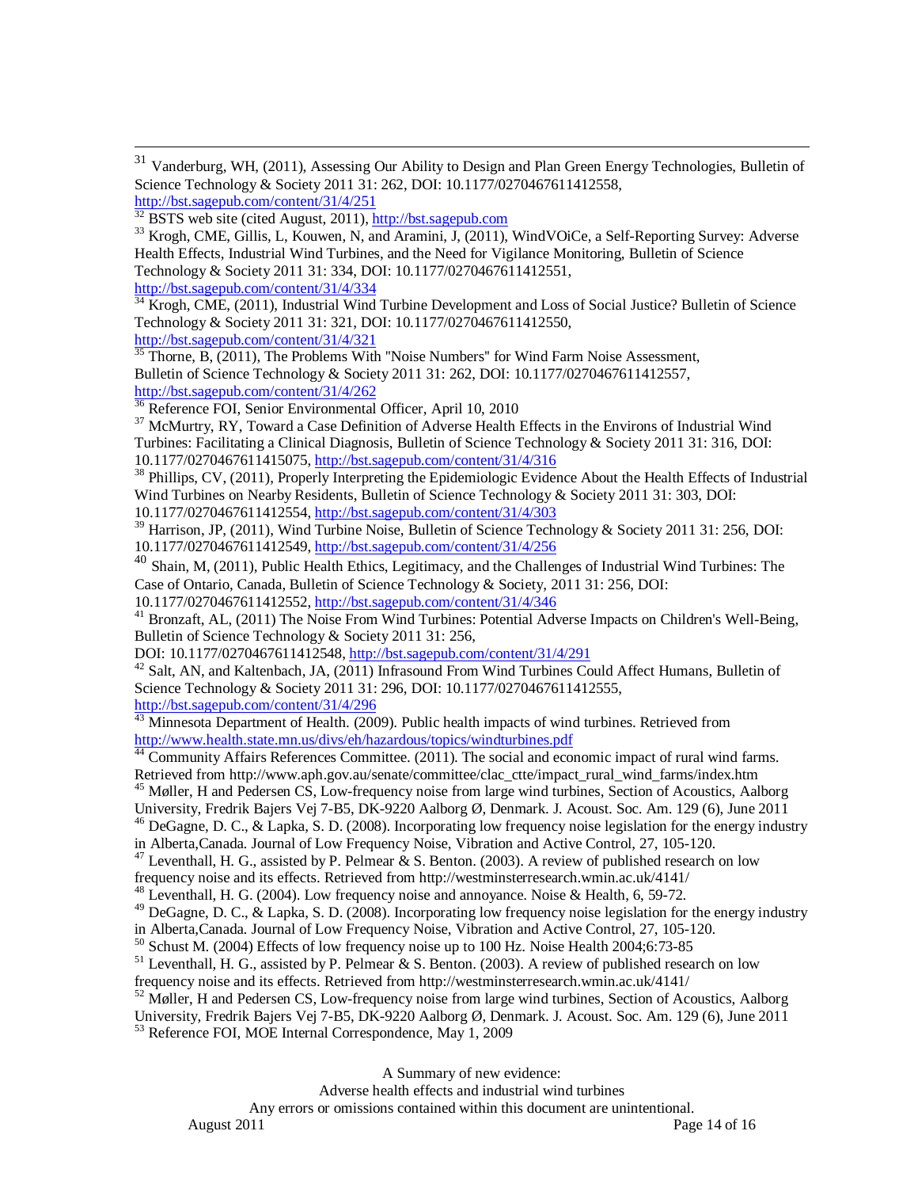[31] Vanderburg, WH, (2011), Assessing Our Ability to Design and Plan Green Energy Technologies, Bulletin of Science Technology & Society 2011 31: 262, DOI: 10.1177/0270467611412558, http://bst.sagepub.com/content/31/4/251

[32] BSTS web site (cited August, 2011), http://bst.sagepub.com

[33] Krogh, CME, Gillis, L, Kouwen, N, and Aramini, J, (2011), WindVOiCe, a Self-Reporting Survey: Adverse Health Effects, Industrial Wind Turbines, and the Need for Vigilance Monitoring, Bulletin of Science Technology & Society 2011 31: 334, DOI: 10.1177/0270467611412551, http://bst.sagepub.com/content/31/4/334

[34] Krogh, CME, (2011), Industrial Wind Turbine Development and Loss of Social Justice? Bulletin of Science Technology & Society 2011 31: 321, DOI: 10.1177/0270467611412550, http://bst.sagepub.com/content/31/4/321

[35] Thorne, B, (2011), The Problems With "Noise Numbers" for Wind Farm Noise Assessment, Bulletin of Science Technology & Society 2011 31: 262, DOI: 10.1177/0270467611412557, http://bst.sagepub.com/content/31/4/262

[36] Reference FOI, Senior Environmental Officer, April 10, 2010

[37] McMurtry, RY, Toward a Case Definition of Adverse Health Effects in the Environs of Industrial Wind Turbines: Facilitating a Clinical Diagnosis, Bulletin of Science Technology & Society 2011 31: 316, DOI: 10.1177/0270467611415075, http://bst.sagepub.com/content/31/4/316

[38] Phillips, CV, (2011), Properly Interpreting the Epidemiologic Evidence About the Health Effects of Industrial Wind Turbines on Nearby Residents, Bulletin of Science Technology & Society 2011 31: 303, DOI: 10.1177/0270467611412554, http://bst.sagepub.com/content/31/4/303

[39] Harrison, JP, (2011), Wind Turbine Noise, Bulletin of Science Technology & Society 2011 31: 256, DOI: 10.1177/0270467611412549, http://bst.sagepub.com/content/31/4/256

[40] Shain, M, (2011), Public Health Ethics, Legitimacy, and the Challenges of Industrial Wind Turbines: The Case of Ontario, Canada, Bulletin of Science Technology & Society, 2011 31: 256, DOI: 10.1177/0270467611412552, http://bst.sagepub.com/content/31/4/346

[41] Bronzaft, AL, (2011) The Noise From Wind Turbines: Potential Adverse Impacts on Children's Well-Being, Bulletin of Science Technology & Society 2011 31: 256, DOI: 10.1177/0270467611412548, http://bst.sagepub.com/content/31/4/291

[42] Salt, AN, and Kaltenbach, JA, (2011) Infrasound From Wind Turbines Could Affect Humans, Bulletin of Science Technology & Society 2011 31: 296, DOI: 10.1177/0270467611412555, http://bst.sagepub.com/content/31/4/296

[43] Minnesota Department of Health. (2009). Public health impacts of wind turbines. Retrieved from http://www.health.state.mn.us/divs/eh/hazardous/topics/windturbines.pdf

[44] Community Affairs References Committee. (2011). The social and economic impact of rural wind farms. Retrieved from http://www.aph.gov.au/senate/committee/clac_ctte/impact_rural_wind_farms/index.htm

[45] Møller, H and Pedersen CS, Low-frequency noise from large wind turbines, Section of Acoustics, Aalborg University, Fredrik Bajers Vej 7-B5, DK-9220 Aalborg Ø, Denmark. J. Acoust. Soc. Am. 129 (6), June 2011

[46] DeGagne, D. C., & Lapka, S. D. (2008). Incorporating low frequency noise legislation for the energy industry in Alberta,Canada. Journal of Low Frequency Noise, Vibration and Active Control, 27, 105-120.

[47] Leventhall, H. G., assisted by P. Pelmear & S. Benton. (2003). A review of published research on low frequency noise and its effects. Retrieved from http://westminsterresearch.wmin.ac.uk/4141/

[48] Leventhall, H. G. (2004). Low frequency noise and annoyance. Noise & Health, 6, 59-72.

[49] DeGagne, D. C., & Lapka, S. D. (2008). Incorporating low frequency noise legislation for the energy industry in Alberta,Canada. Journal of Low Frequency Noise, Vibration and Active Control, 27, 105-120.

[50] Schust M. (2004) Effects of low frequency noise up to 100 Hz. Noise Health 2004;6:73-85

[51] Leventhall, H. G., assisted by P. Pelmear & S. Benton. (2003). A review of published research on low frequency noise and its effects. Retrieved from http://westminsterresearch.wmin.ac.uk/4141/

[52] Møller, H and Pedersen CS, Low-frequency noise from large wind turbines, Section of Acoustics, Aalborg University, Fredrik Bajers Vej 7-B5, DK-9220 Aalborg Ø, Denmark. J. Acoust. Soc. Am. 129 (6), June 2011

[53] Reference FOI, MOE Internal Correspondence, May 1, 2009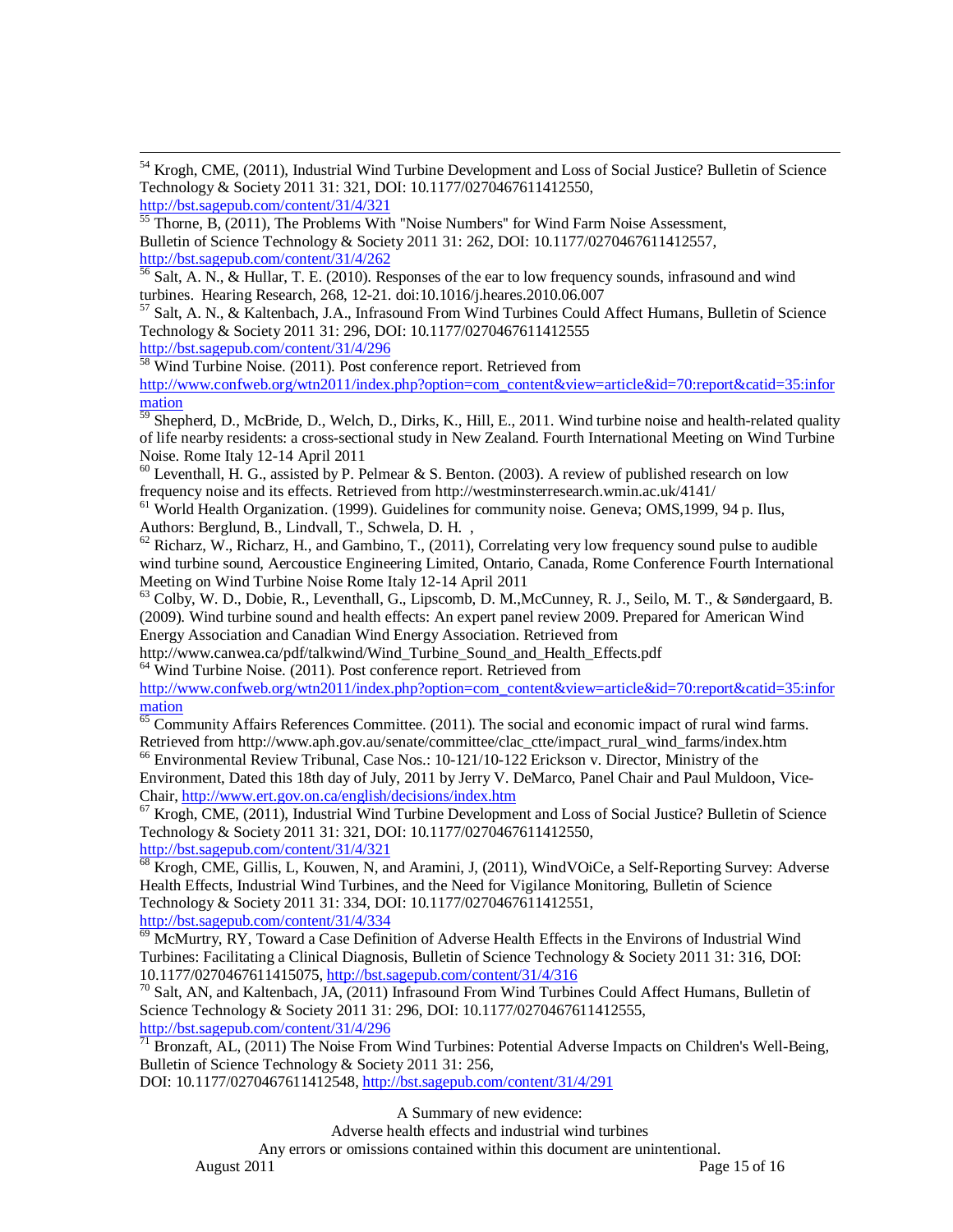[54] Krogh, CME, (2011), Industrial Wind Turbine Development and Loss of Social Justice? Bulletin of Science Technology & Society 2011 31: 321, DOI: 10.1177/0270467611412550, http://bst.sagepub.com/content/31/4/321

[55] Thorne, B, (2011), The Problems With "Noise Numbers" for Wind Farm Noise Assessment, Bulletin of Science Technology & Society 2011 31: 262, DOI: 10.1177/0270467611412557, http://bst.sagepub.com/content/31/4/262

[56] Salt, A. N., & Hullar, T. E. (2010). Responses of the ear to low frequency sounds, infrasound and wind turbines. Hearing Research, 268, 12-21. doi:10.1016/j.heares.2010.06.007

[57] Salt, A. N., & Kaltenbach, J.A., Infrasound From Wind Turbines Could Affect Humans, Bulletin of Science Technology & Society 2011 31: 296, DOI: 10.1177/0270467611412555 http://bst.sagepub.com/content/31/4/296

[58] Wind Turbine Noise. (2011). Post conference report. Retrieved from http://www.confweb.org/wtn2011/index.php?option=com_content&view=article&id=70:report&catid=35:information

[59] Shepherd, D., McBride, D., Welch, D., Dirks, K., Hill, E., 2011. Wind turbine noise and health-related quality of life nearby residents: a cross-sectional study in New Zealand. Fourth International Meeting on Wind Turbine Noise. Rome Italy 12-14 April 2011

[60] Leventhall, H. G., assisted by P. Pelmear & S. Benton. (2003). A review of published research on low frequency noise and its effects. Retrieved from http://westminsterresearch.wmin.ac.uk/4141/

[61] World Health Organization. (1999). Guidelines for community noise. Geneva; OMS,1999, 94 p. Ilus, Authors: Berglund, B., Lindvall, T., Schwela, D. H. ,

[62] Richarz, W., Richarz, H., and Gambino, T., (2011), Correlating very low frequency sound pulse to audible wind turbine sound, Aercoustice Engineering Limited, Ontario, Canada, Rome Conference Fourth International Meeting on Wind Turbine Noise Rome Italy 12-14 April 2011

[63] Colby, W. D., Dobie, R., Leventhall, G., Lipscomb, D. M.,McCunney, R. J., Seilo, M. T., & Søndergaard, B. (2009). Wind turbine sound and health effects: An expert panel review 2009. Prepared for American Wind Energy Association and Canadian Wind Energy Association. Retrieved from http://www.canwea.ca/pdf/talkwind/Wind_Turbine_Sound_and_Health_Effects.pdf

[64] Wind Turbine Noise. (2011). Post conference report. Retrieved from http://www.confweb.org/wtn2011/index.php?option=com_content&view=article&id=70:report&catid=35:information

[65] Community Affairs References Committee. (2011). The social and economic impact of rural wind farms. Retrieved from http://www.aph.gov.au/senate/committee/clac_ctte/impact_rural_wind_farms/index.htm

[66] Environmental Review Tribunal, Case Nos.: 10-121/10-122 Erickson v. Director, Ministry of the Environment, Dated this 18th day of July, 2011 by Jerry V. DeMarco, Panel Chair and Paul Muldoon, Vice-Chair, http://www.ert.gov.on.ca/english/decisions/index.htm

[67] Krogh, CME, (2011), Industrial Wind Turbine Development and Loss of Social Justice? Bulletin of Science Technology & Society 2011 31: 321, DOI: 10.1177/0270467611412550, http://bst.sagepub.com/content/31/4/321

[68] Krogh, CME, Gillis, L, Kouwen, N, and Aramini, J, (2011), WindVOiCe, a Self-Reporting Survey: Adverse Health Effects, Industrial Wind Turbines, and the Need for Vigilance Monitoring, Bulletin of Science Technology & Society 2011 31: 334, DOI: 10.1177/0270467611412551, http://bst.sagepub.com/content/31/4/334

[69] McMurtry, RY, Toward a Case Definition of Adverse Health Effects in the Environs of Industrial Wind Turbines: Facilitating a Clinical Diagnosis, Bulletin of Science Technology & Society 2011 31: 316, DOI: 10.1177/0270467611415075, http://bst.sagepub.com/content/31/4/316

[70] Salt, AN, and Kaltenbach, JA, (2011) Infrasound From Wind Turbines Could Affect Humans, Bulletin of Science Technology & Society 2011 31: 296, DOI: 10.1177/0270467611412555, http://bst.sagepub.com/content/31/4/296

[71] Bronzaft, AL, (2011) The Noise From Wind Turbines: Potential Adverse Impacts on Children's Well-Being, Bulletin of Science Technology & Society 2011 31: 256, DOI: 10.1177/0270467611412548, http://bst.sagepub.com/content/31/4/291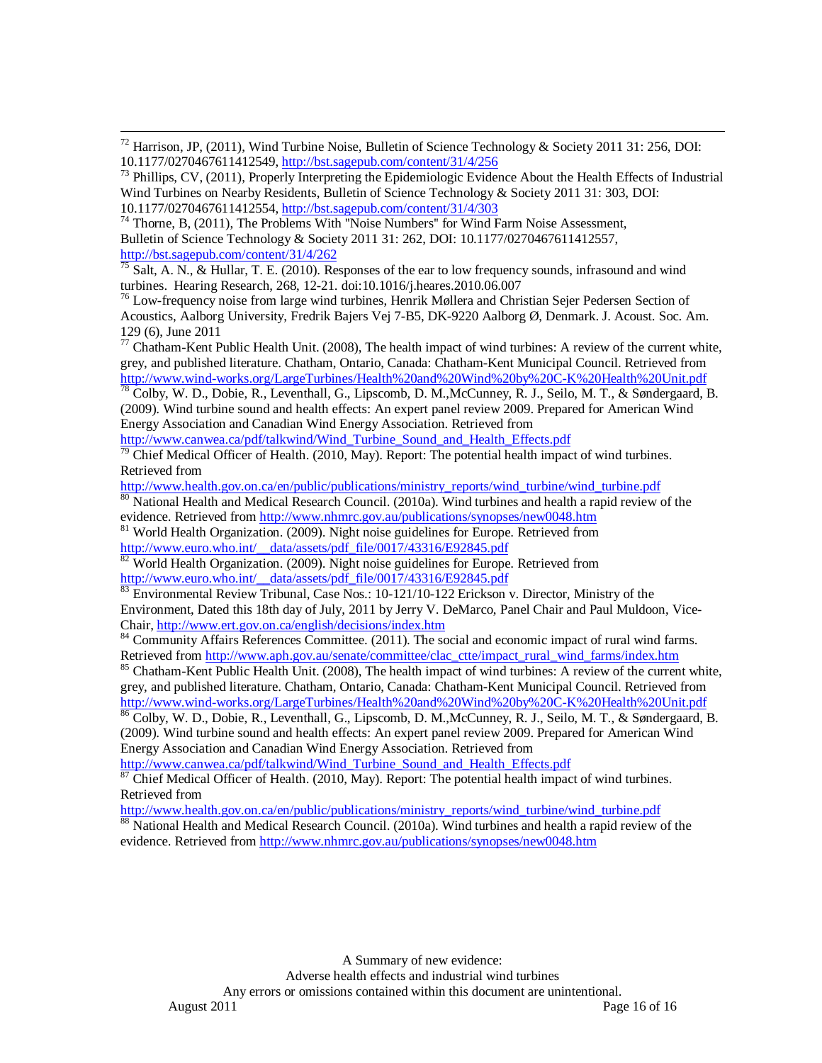[72] Harrison, JP, (2011), Wind Turbine Noise, Bulletin of Science Technology & Society 2011 31: 256, DOI: 10.1177/0270467611412549, http://bst.sagepub.com/content/31/4/256

[73] Phillips, CV, (2011), Properly Interpreting the Epidemiologic Evidence About the Health Effects of Industrial Wind Turbines on Nearby Residents, Bulletin of Science Technology & Society 2011 31: 303, DOI: 10.1177/0270467611412554, http://bst.sagepub.com/content/31/4/303

[74] Thorne, B, (2011), The Problems With "Noise Numbers" for Wind Farm Noise Assessment, Bulletin of Science Technology & Society 2011 31: 262, DOI: 10.1177/0270467611412557, http://bst.sagepub.com/content/31/4/262

[75] Salt, A. N., & Hullar, T. E. (2010). Responses of the ear to low frequency sounds, infrasound and wind turbines. Hearing Research, 268, 12-21. doi:10.1016/j.heares.2010.06.007

[76] Low-frequency noise from large wind turbines, Henrik Møllera and Christian Sejer Pedersen Section of Acoustics, Aalborg University, Fredrik Bajers Vej 7-B5, DK-9220 Aalborg Ø, Denmark. J. Acoust. Soc. Am. 129 (6), June 2011

[77] Chatham-Kent Public Health Unit. (2008), The health impact of wind turbines: A review of the current white, grey, and published literature. Chatham, Ontario, Canada: Chatham-Kent Municipal Council. Retrieved from http://www.wind-works.org/LargeTurbines/Health%20and%20Wind%20by%20C-K%20Health%20Unit.pdf

[78] Colby, W. D., Dobie, R., Leventhall, G., Lipscomb, D. M.,McCunney, R. J., Seilo, M. T., & Søndergaard, B. (2009). Wind turbine sound and health effects: An expert panel review 2009. Prepared for American Wind Energy Association and Canadian Wind Energy Association. Retrieved from http://www.canwea.ca/pdf/talkwind/Wind_Turbine_Sound_and_Health_Effects.pdf

[79] Chief Medical Officer of Health. (2010, May). Report: The potential health impact of wind turbines. Retrieved from http://www.health.gov.on.ca/en/public/publications/ministry_reports/wind_turbine/wind_turbine.pdf

[80] National Health and Medical Research Council. (2010a). Wind turbines and health a rapid review of the evidence. Retrieved from http://www.nhmrc.gov.au/publications/synopses/new0048.htm

[81] World Health Organization. (2009). Night noise guidelines for Europe. Retrieved from http://www.euro.who.int/__data/assets/pdf_file/0017/43316/E92845.pdf

[82] World Health Organization. (2009). Night noise guidelines for Europe. Retrieved from http://www.euro.who.int/__data/assets/pdf_file/0017/43316/E92845.pdf

[83] Environmental Review Tribunal, Case Nos.: 10-121/10-122 Erickson v. Director, Ministry of the Environment, Dated this 18th day of July, 2011 by Jerry V. DeMarco, Panel Chair and Paul Muldoon, Vice-Chair, http://www.ert.gov.on.ca/english/decisions/index.htm

[84] Community Affairs References Committee. (2011). The social and economic impact of rural wind farms. Retrieved from http://www.aph.gov.au/senate/committee/clac_ctte/impact_rural_wind_farms/index.htm

[85] Chatham-Kent Public Health Unit. (2008), The health impact of wind turbines: A review of the current white, grey, and published literature. Chatham, Ontario, Canada: Chatham-Kent Municipal Council. Retrieved from http://www.wind-works.org/LargeTurbines/Health%20and%20Wind%20by%20C-K%20Health%20Unit.pdf

[86] Colby, W. D., Dobie, R., Leventhall, G., Lipscomb, D. M.,McCunney, R. J., Seilo, M. T., & Søndergaard, B. (2009). Wind turbine sound and health effects: An expert panel review 2009. Prepared for American Wind Energy Association and Canadian Wind Energy Association. Retrieved from http://www.canwea.ca/pdf/talkwind/Wind_Turbine_Sound_and_Health_Effects.pdf

[87] Chief Medical Officer of Health. (2010, May). Report: The potential health impact of wind turbines. Retrieved from http://www.health.gov.on.ca/en/public/publications/ministry_reports/wind_turbine/wind_turbine.pdf

[88] National Health and Medical Research Council. (2010a). Wind turbines and health a rapid review of the evidence. Retrieved from http://www.nhmrc.gov.au/publications/synopses/new0048.htm